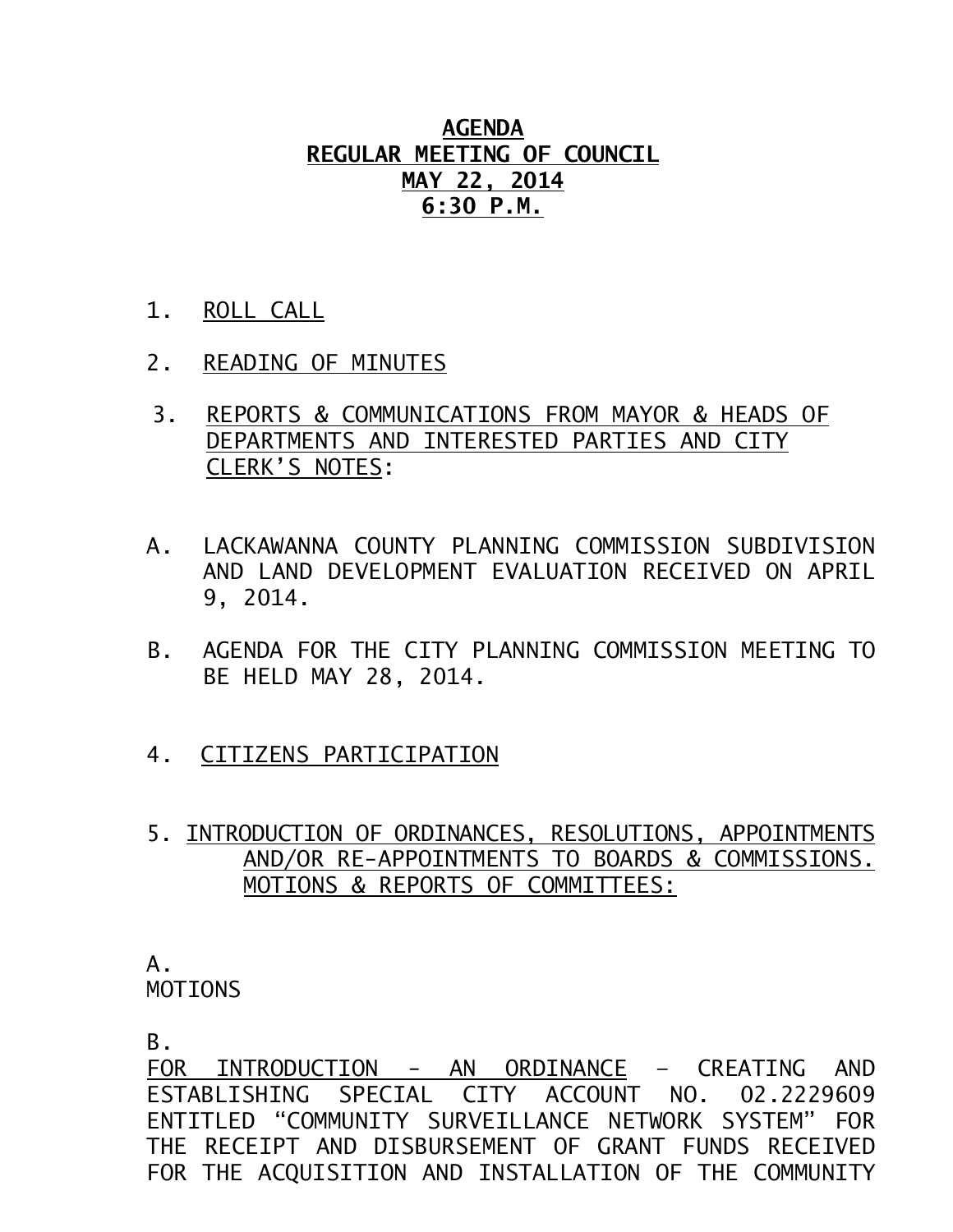# AGENDA
# REGULAR MEETING OF COUNCIL
# MAY 22, 2014
# 6:30 P.M.

1. ROLL CALL

2. READING OF MINUTES

3. REPORTS & COMMUNICATIONS FROM MAYOR & HEADS OF DEPARTMENTS AND INTERESTED PARTIES AND CITY CLERK'S NOTES:

A. LACKAWANNA COUNTY PLANNING COMMISSION SUBDIVISION AND LAND DEVELOPMENT EVALUATION RECEIVED ON APRIL 9, 2014.

B. AGENDA FOR THE CITY PLANNING COMMISSION MEETING TO BE HELD MAY 28, 2014.

4. CITIZENS PARTICIPATION

5. INTRODUCTION OF ORDINANCES, RESOLUTIONS, APPOINTMENTS AND/OR RE-APPOINTMENTS TO BOARDS & COMMISSIONS. MOTIONS & REPORTS OF COMMITTEES:

A.
MOTIONS

B.
FOR INTRODUCTION - AN ORDINANCE – CREATING AND ESTABLISHING SPECIAL CITY ACCOUNT NO. 02.2229609 ENTITLED "COMMUNITY SURVEILLANCE NETWORK SYSTEM" FOR THE RECEIPT AND DISBURSEMENT OF GRANT FUNDS RECEIVED FOR THE ACQUISITION AND INSTALLATION OF THE COMMUNITY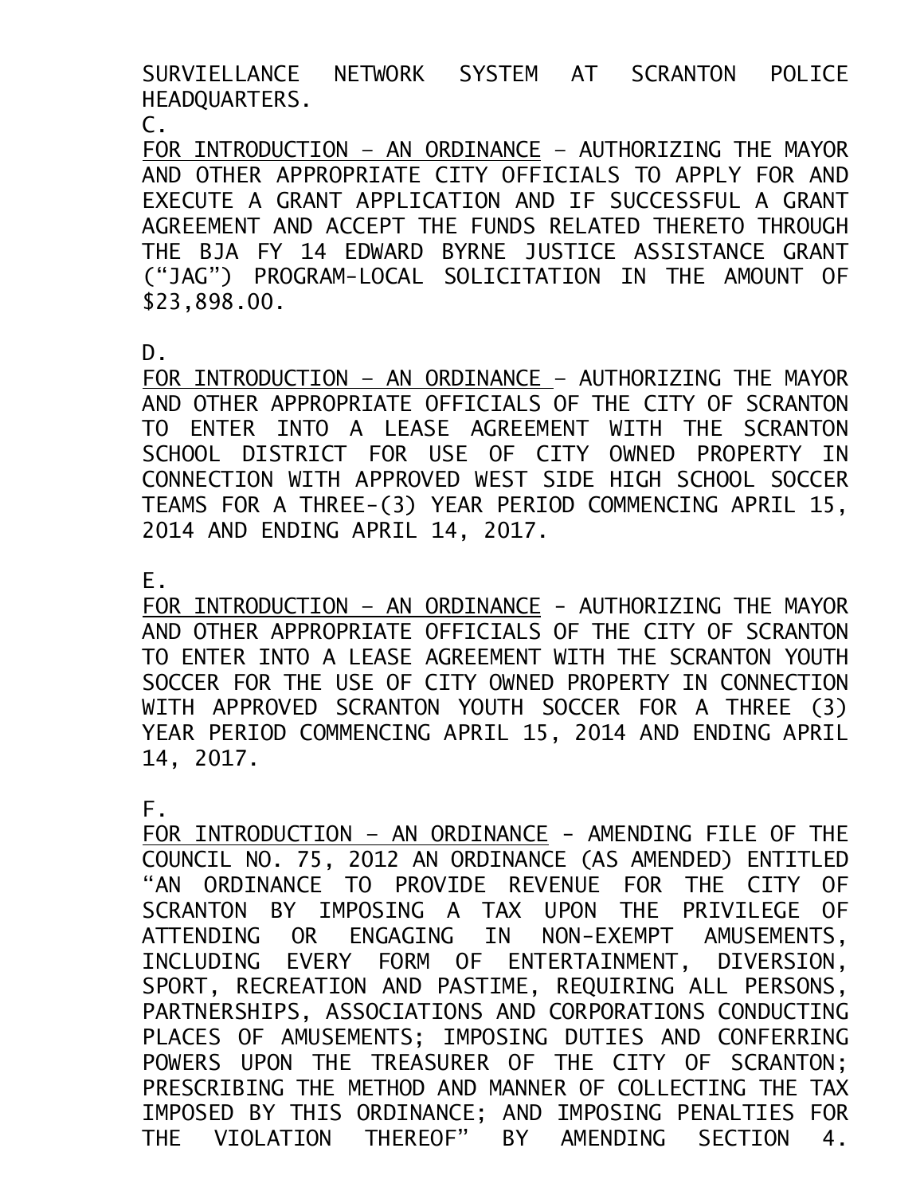SURVIELLANCE NETWORK SYSTEM AT SCRANTON POLICE HEADQUARTERS.

C.

FOR INTRODUCTION – AN ORDINANCE – AUTHORIZING THE MAYOR AND OTHER APPROPRIATE CITY OFFICIALS TO APPLY FOR AND EXECUTE A GRANT APPLICATION AND IF SUCCESSFUL A GRANT AGREEMENT AND ACCEPT THE FUNDS RELATED THERETO THROUGH THE BJA FY 14 EDWARD BYRNE JUSTICE ASSISTANCE GRANT (“JAG”) PROGRAM-LOCAL SOLICITATION IN THE AMOUNT OF $23,898.00.

D.

FOR INTRODUCTION – AN ORDINANCE – AUTHORIZING THE MAYOR AND OTHER APPROPRIATE OFFICIALS OF THE CITY OF SCRANTON TO ENTER INTO A LEASE AGREEMENT WITH THE SCRANTON SCHOOL DISTRICT FOR USE OF CITY OWNED PROPERTY IN CONNECTION WITH APPROVED WEST SIDE HIGH SCHOOL SOCCER TEAMS FOR A THREE-(3) YEAR PERIOD COMMENCING APRIL 15, 2014 AND ENDING APRIL 14, 2017.

E.

FOR INTRODUCTION – AN ORDINANCE - AUTHORIZING THE MAYOR AND OTHER APPROPRIATE OFFICIALS OF THE CITY OF SCRANTON TO ENTER INTO A LEASE AGREEMENT WITH THE SCRANTON YOUTH SOCCER FOR THE USE OF CITY OWNED PROPERTY IN CONNECTION WITH APPROVED SCRANTON YOUTH SOCCER FOR A THREE (3) YEAR PERIOD COMMENCING APRIL 15, 2014 AND ENDING APRIL 14, 2017.

F.

FOR INTRODUCTION – AN ORDINANCE - AMENDING FILE OF THE COUNCIL NO. 75, 2012 AN ORDINANCE (AS AMENDED) ENTITLED “AN ORDINANCE TO PROVIDE REVENUE FOR THE CITY OF SCRANTON BY IMPOSING A TAX UPON THE PRIVILEGE OF ATTENDING OR ENGAGING IN NON-EXEMPT AMUSEMENTS, INCLUDING EVERY FORM OF ENTERTAINMENT, DIVERSION, SPORT, RECREATION AND PASTIME, REQUIRING ALL PERSONS, PARTNERSHIPS, ASSOCIATIONS AND CORPORATIONS CONDUCTING PLACES OF AMUSEMENTS; IMPOSING DUTIES AND CONFERRING POWERS UPON THE TREASURER OF THE CITY OF SCRANTON; PRESCRIBING THE METHOD AND MANNER OF COLLECTING THE TAX IMPOSED BY THIS ORDINANCE; AND IMPOSING PENALTIES FOR THE VIOLATION THEREOF” BY AMENDING SECTION 4.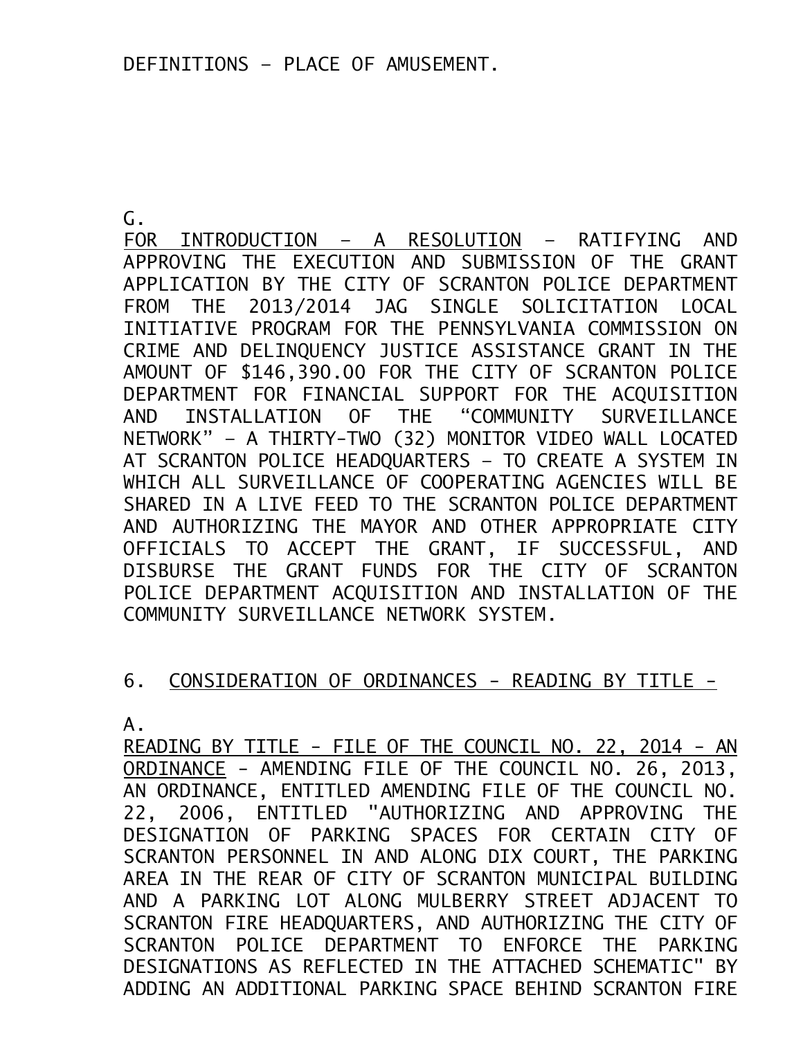DEFINITIONS – PLACE OF AMUSEMENT.

G.
FOR INTRODUCTION – A RESOLUTION – RATIFYING AND APPROVING THE EXECUTION AND SUBMISSION OF THE GRANT APPLICATION BY THE CITY OF SCRANTON POLICE DEPARTMENT FROM THE 2013/2014 JAG SINGLE SOLICITATION LOCAL INITIATIVE PROGRAM FOR THE PENNSYLVANIA COMMISSION ON CRIME AND DELINQUENCY JUSTICE ASSISTANCE GRANT IN THE AMOUNT OF $146,390.00 FOR THE CITY OF SCRANTON POLICE DEPARTMENT FOR FINANCIAL SUPPORT FOR THE ACQUISITION AND INSTALLATION OF THE “COMMUNITY SURVEILLANCE NETWORK” – A THIRTY-TWO (32) MONITOR VIDEO WALL LOCATED AT SCRANTON POLICE HEADQUARTERS – TO CREATE A SYSTEM IN WHICH ALL SURVEILLANCE OF COOPERATING AGENCIES WILL BE SHARED IN A LIVE FEED TO THE SCRANTON POLICE DEPARTMENT AND AUTHORIZING THE MAYOR AND OTHER APPROPRIATE CITY OFFICIALS TO ACCEPT THE GRANT, IF SUCCESSFUL, AND DISBURSE THE GRANT FUNDS FOR THE CITY OF SCRANTON POLICE DEPARTMENT ACQUISITION AND INSTALLATION OF THE COMMUNITY SURVEILLANCE NETWORK SYSTEM.

6. CONSIDERATION OF ORDINANCES - READING BY TITLE -

A.
READING BY TITLE - FILE OF THE COUNCIL NO. 22, 2014 - AN ORDINANCE - AMENDING FILE OF THE COUNCIL NO. 26, 2013, AN ORDINANCE, ENTITLED AMENDING FILE OF THE COUNCIL NO. 22, 2006, ENTITLED "AUTHORIZING AND APPROVING THE DESIGNATION OF PARKING SPACES FOR CERTAIN CITY OF SCRANTON PERSONNEL IN AND ALONG DIX COURT, THE PARKING AREA IN THE REAR OF CITY OF SCRANTON MUNICIPAL BUILDING AND A PARKING LOT ALONG MULBERRY STREET ADJACENT TO SCRANTON FIRE HEADQUARTERS, AND AUTHORIZING THE CITY OF SCRANTON POLICE DEPARTMENT TO ENFORCE THE PARKING DESIGNATIONS AS REFLECTED IN THE ATTACHED SCHEMATIC" BY ADDING AN ADDITIONAL PARKING SPACE BEHIND SCRANTON FIRE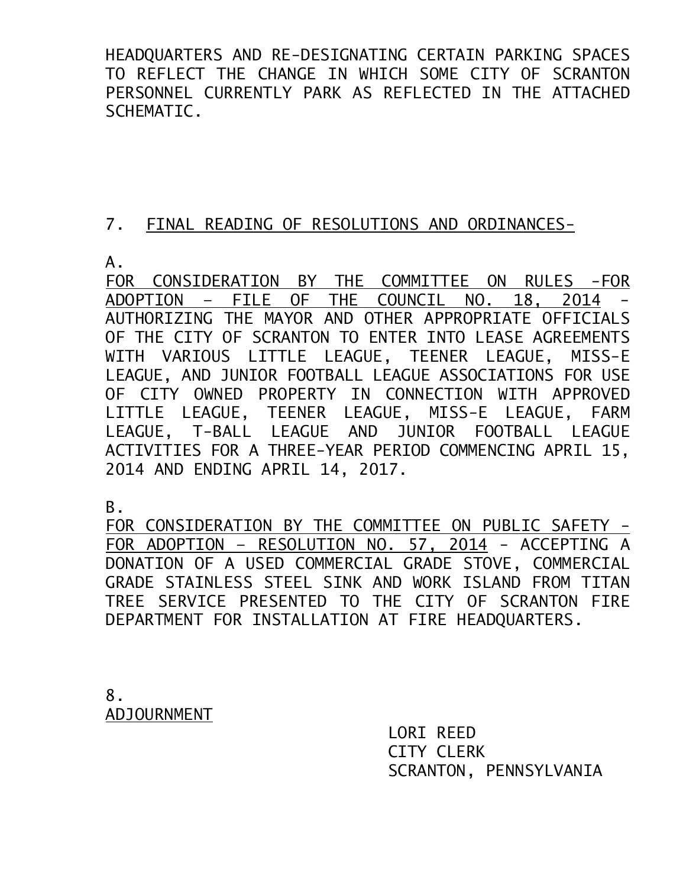HEADQUARTERS AND RE-DESIGNATING CERTAIN PARKING SPACES TO REFLECT THE CHANGE IN WHICH SOME CITY OF SCRANTON PERSONNEL CURRENTLY PARK AS REFLECTED IN THE ATTACHED SCHEMATIC.

7. FINAL READING OF RESOLUTIONS AND ORDINANCES-

A.

FOR CONSIDERATION BY THE COMMITTEE ON RULES -FOR ADOPTION – FILE OF THE COUNCIL NO. 18, 2014 - AUTHORIZING THE MAYOR AND OTHER APPROPRIATE OFFICIALS OF THE CITY OF SCRANTON TO ENTER INTO LEASE AGREEMENTS WITH VARIOUS LITTLE LEAGUE, TEENER LEAGUE, MISS-E LEAGUE, AND JUNIOR FOOTBALL LEAGUE ASSOCIATIONS FOR USE OF CITY OWNED PROPERTY IN CONNECTION WITH APPROVED LITTLE LEAGUE, TEENER LEAGUE, MISS-E LEAGUE, FARM LEAGUE, T-BALL LEAGUE AND JUNIOR FOOTBALL LEAGUE ACTIVITIES FOR A THREE-YEAR PERIOD COMMENCING APRIL 15, 2014 AND ENDING APRIL 14, 2017.

B.

FOR CONSIDERATION BY THE COMMITTEE ON PUBLIC SAFETY - FOR ADOPTION – RESOLUTION NO. 57, 2014 - ACCEPTING A DONATION OF A USED COMMERCIAL GRADE STOVE, COMMERCIAL GRADE STAINLESS STEEL SINK AND WORK ISLAND FROM TITAN TREE SERVICE PRESENTED TO THE CITY OF SCRANTON FIRE DEPARTMENT FOR INSTALLATION AT FIRE HEADQUARTERS.

8.

ADJOURNMENT

LORI REED
CITY CLERK
SCRANTON, PENNSYLVANIA